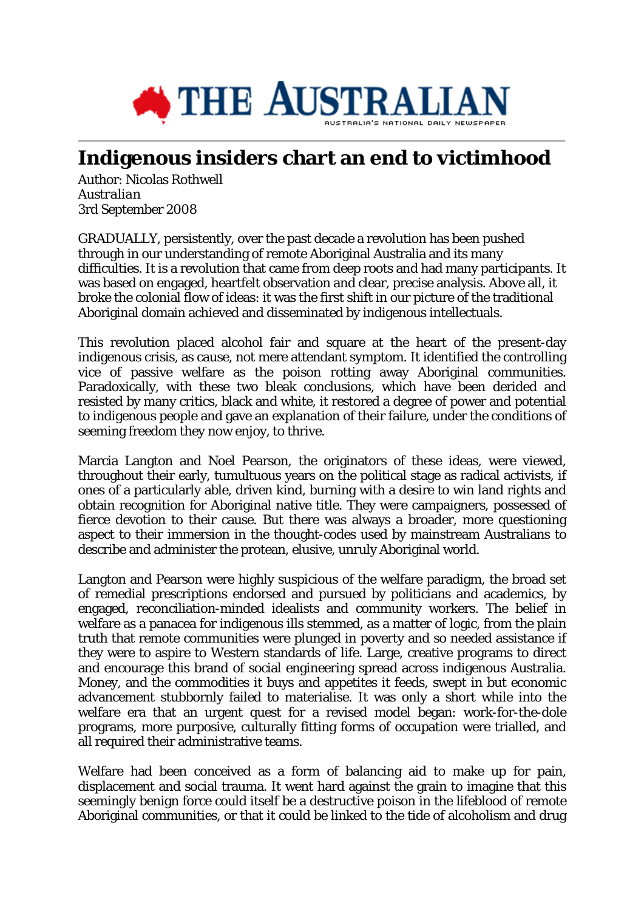# THE AUSTRALIAN

AUSTRALIA'S NATIONAL DAILY NEWSPAPER

## Indigenous insiders chart an end to victimhood

Author: Nicolas Rothwell
*Australian*
3rd September 2008

GRADUALLY, persistently, over the past decade a revolution has been pushed through in our understanding of remote Aboriginal Australia and its many difficulties. It is a revolution that came from deep roots and had many participants. It was based on engaged, heartfelt observation and clear, precise analysis. Above all, it broke the colonial flow of ideas: it was the first shift in our picture of the traditional Aboriginal domain achieved and disseminated by indigenous intellectuals.

This revolution placed alcohol fair and square at the heart of the present-day indigenous crisis, as cause, not mere attendant symptom. It identified the controlling vice of passive welfare as the poison rotting away Aboriginal communities. Paradoxically, with these two bleak conclusions, which have been derided and resisted by many critics, black and white, it restored a degree of power and potential to indigenous people and gave an explanation of their failure, under the conditions of seeming freedom they now enjoy, to thrive.

Marcia Langton and Noel Pearson, the originators of these ideas, were viewed, throughout their early, tumultuous years on the political stage as radical activists, if ones of a particularly able, driven kind, burning with a desire to win land rights and obtain recognition for Aboriginal native title. They were campaigners, possessed of fierce devotion to their cause. But there was always a broader, more questioning aspect to their immersion in the thought-codes used by mainstream Australians to describe and administer the protean, elusive, unruly Aboriginal world.

Langton and Pearson were highly suspicious of the welfare paradigm, the broad set of remedial prescriptions endorsed and pursued by politicians and academics, by engaged, reconciliation-minded idealists and community workers. The belief in welfare as a panacea for indigenous ills stemmed, as a matter of logic, from the plain truth that remote communities were plunged in poverty and so needed assistance if they were to aspire to Western standards of life. Large, creative programs to direct and encourage this brand of social engineering spread across indigenous Australia. Money, and the commodities it buys and appetites it feeds, swept in but economic advancement stubbornly failed to materialise. It was only a short while into the welfare era that an urgent quest for a revised model began: work-for-the-dole programs, more purposive, culturally fitting forms of occupation were trialled, and all required their administrative teams.

Welfare had been conceived as a form of balancing aid to make up for pain, displacement and social trauma. It went hard against the grain to imagine that this seemingly benign force could itself be a destructive poison in the lifeblood of remote Aboriginal communities, or that it could be linked to the tide of alcoholism and drug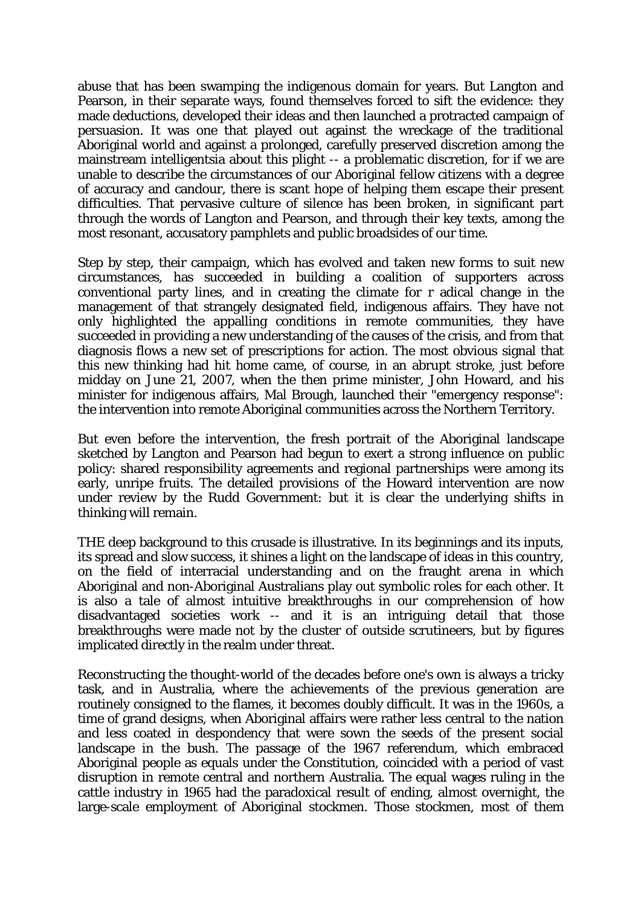abuse that has been swamping the indigenous domain for years. But Langton and Pearson, in their separate ways, found themselves forced to sift the evidence: they made deductions, developed their ideas and then launched a protracted campaign of persuasion. It was one that played out against the wreckage of the traditional Aboriginal world and against a prolonged, carefully preserved discretion among the mainstream intelligentsia about this plight -- a problematic discretion, for if we are unable to describe the circumstances of our Aboriginal fellow citizens with a degree of accuracy and candour, there is scant hope of helping them escape their present difficulties. That pervasive culture of silence has been broken, in significant part through the words of Langton and Pearson, and through their key texts, among the most resonant, accusatory pamphlets and public broadsides of our time.

Step by step, their campaign, which has evolved and taken new forms to suit new circumstances, has succeeded in building a coalition of supporters across conventional party lines, and in creating the climate for r adical change in the management of that strangely designated field, indigenous affairs. They have not only highlighted the appalling conditions in remote communities, they have succeeded in providing a new understanding of the causes of the crisis, and from that diagnosis flows a new set of prescriptions for action. The most obvious signal that this new thinking had hit home came, of course, in an abrupt stroke, just before midday on June 21, 2007, when the then prime minister, John Howard, and his minister for indigenous affairs, Mal Brough, launched their "emergency response": the intervention into remote Aboriginal communities across the Northern Territory.

But even before the intervention, the fresh portrait of the Aboriginal landscape sketched by Langton and Pearson had begun to exert a strong influence on public policy: shared responsibility agreements and regional partnerships were among its early, unripe fruits. The detailed provisions of the Howard intervention are now under review by the Rudd Government: but it is clear the underlying shifts in thinking will remain.

THE deep background to this crusade is illustrative. In its beginnings and its inputs, its spread and slow success, it shines a light on the landscape of ideas in this country, on the field of interracial understanding and on the fraught arena in which Aboriginal and non-Aboriginal Australians play out symbolic roles for each other. It is also a tale of almost intuitive breakthroughs in our comprehension of how disadvantaged societies work -- and it is an intriguing detail that those breakthroughs were made not by the cluster of outside scrutineers, but by figures implicated directly in the realm under threat.

Reconstructing the thought-world of the decades before one's own is always a tricky task, and in Australia, where the achievements of the previous generation are routinely consigned to the flames, it becomes doubly difficult. It was in the 1960s, a time of grand designs, when Aboriginal affairs were rather less central to the nation and less coated in despondency that were sown the seeds of the present social landscape in the bush. The passage of the 1967 referendum, which embraced Aboriginal people as equals under the Constitution, coincided with a period of vast disruption in remote central and northern Australia. The equal wages ruling in the cattle industry in 1965 had the paradoxical result of ending, almost overnight, the large-scale employment of Aboriginal stockmen. Those stockmen, most of them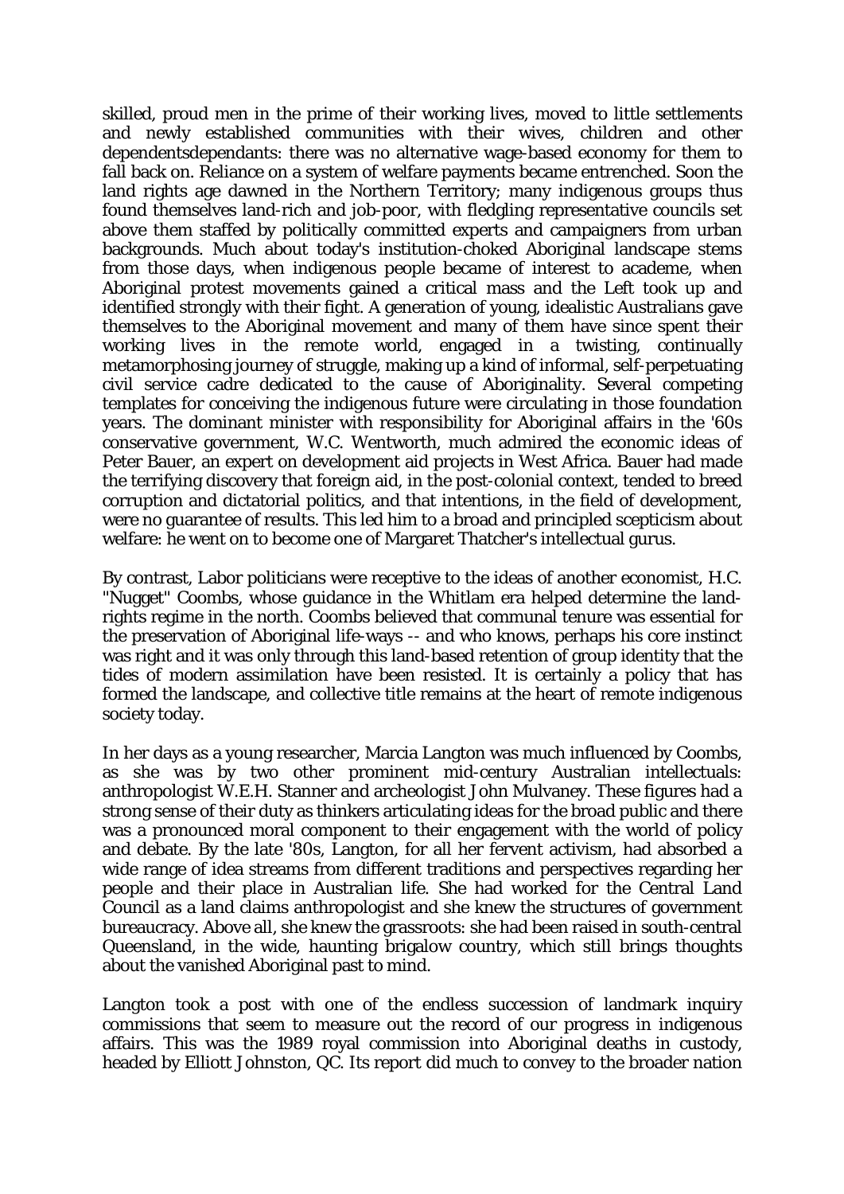skilled, proud men in the prime of their working lives, moved to little settlements and newly established communities with their wives, children and other dependentsdependants: there was no alternative wage-based economy for them to fall back on. Reliance on a system of welfare payments became entrenched. Soon the land rights age dawned in the Northern Territory; many indigenous groups thus found themselves land-rich and job-poor, with fledgling representative councils set above them staffed by politically committed experts and campaigners from urban backgrounds. Much about today's institution-choked Aboriginal landscape stems from those days, when indigenous people became of interest to academe, when Aboriginal protest movements gained a critical mass and the Left took up and identified strongly with their fight. A generation of young, idealistic Australians gave themselves to the Aboriginal movement and many of them have since spent their working lives in the remote world, engaged in a twisting, continually metamorphosing journey of struggle, making up a kind of informal, self-perpetuating civil service cadre dedicated to the cause of Aboriginality. Several competing templates for conceiving the indigenous future were circulating in those foundation years. The dominant minister with responsibility for Aboriginal affairs in the '60s conservative government, W.C. Wentworth, much admired the economic ideas of Peter Bauer, an expert on development aid projects in West Africa. Bauer had made the terrifying discovery that foreign aid, in the post-colonial context, tended to breed corruption and dictatorial politics, and that intentions, in the field of development, were no guarantee of results. This led him to a broad and principled scepticism about welfare: he went on to become one of Margaret Thatcher's intellectual gurus.

By contrast, Labor politicians were receptive to the ideas of another economist, H.C. "Nugget" Coombs, whose guidance in the Whitlam era helped determine the land-rights regime in the north. Coombs believed that communal tenure was essential for the preservation of Aboriginal life-ways -- and who knows, perhaps his core instinct was right and it was only through this land-based retention of group identity that the tides of modern assimilation have been resisted. It is certainly a policy that has formed the landscape, and collective title remains at the heart of remote indigenous society today.

In her days as a young researcher, Marcia Langton was much influenced by Coombs, as she was by two other prominent mid-century Australian intellectuals: anthropologist W.E.H. Stanner and archeologist John Mulvaney. These figures had a strong sense of their duty as thinkers articulating ideas for the broad public and there was a pronounced moral component to their engagement with the world of policy and debate. By the late '80s, Langton, for all her fervent activism, had absorbed a wide range of idea streams from different traditions and perspectives regarding her people and their place in Australian life. She had worked for the Central Land Council as a land claims anthropologist and she knew the structures of government bureaucracy. Above all, she knew the grassroots: she had been raised in south-central Queensland, in the wide, haunting brigalow country, which still brings thoughts about the vanished Aboriginal past to mind.

Langton took a post with one of the endless succession of landmark inquiry commissions that seem to measure out the record of our progress in indigenous affairs. This was the 1989 royal commission into Aboriginal deaths in custody, headed by Elliott Johnston, QC. Its report did much to convey to the broader nation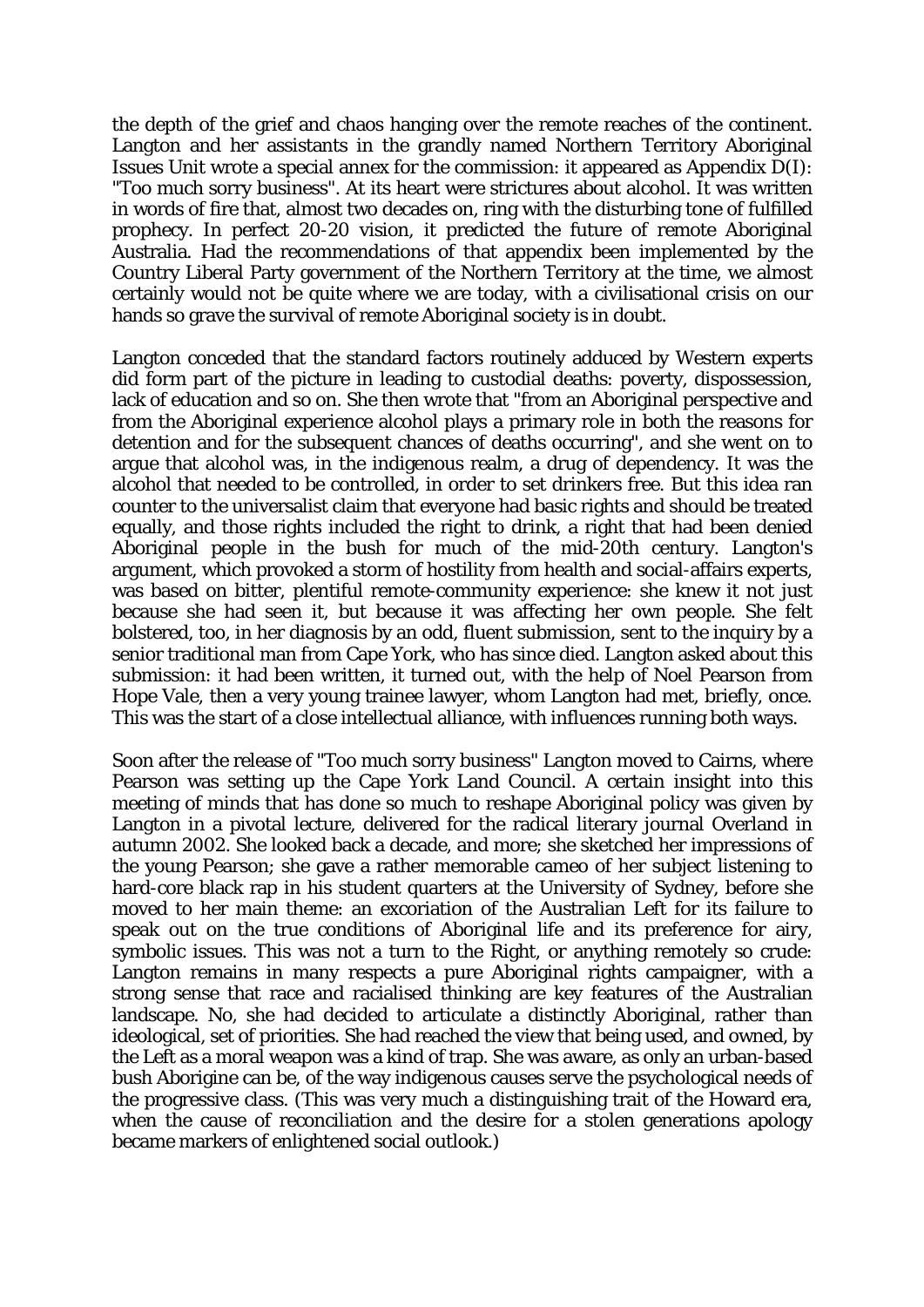the depth of the grief and chaos hanging over the remote reaches of the continent. Langton and her assistants in the grandly named Northern Territory Aboriginal Issues Unit wrote a special annex for the commission: it appeared as Appendix D(I): "Too much sorry business". At its heart were strictures about alcohol. It was written in words of fire that, almost two decades on, ring with the disturbing tone of fulfilled prophecy. In perfect 20-20 vision, it predicted the future of remote Aboriginal Australia. Had the recommendations of that appendix been implemented by the Country Liberal Party government of the Northern Territory at the time, we almost certainly would not be quite where we are today, with a civilisational crisis on our hands so grave the survival of remote Aboriginal society is in doubt.

Langton conceded that the standard factors routinely adduced by Western experts did form part of the picture in leading to custodial deaths: poverty, dispossession, lack of education and so on. She then wrote that "from an Aboriginal perspective and from the Aboriginal experience alcohol plays a primary role in both the reasons for detention and for the subsequent chances of deaths occurring", and she went on to argue that alcohol was, in the indigenous realm, a drug of dependency. It was the alcohol that needed to be controlled, in order to set drinkers free. But this idea ran counter to the universalist claim that everyone had basic rights and should be treated equally, and those rights included the right to drink, a right that had been denied Aboriginal people in the bush for much of the mid-20th century. Langton's argument, which provoked a storm of hostility from health and social-affairs experts, was based on bitter, plentiful remote-community experience: she knew it not just because she had seen it, but because it was affecting her own people. She felt bolstered, too, in her diagnosis by an odd, fluent submission, sent to the inquiry by a senior traditional man from Cape York, who has since died. Langton asked about this submission: it had been written, it turned out, with the help of Noel Pearson from Hope Vale, then a very young trainee lawyer, whom Langton had met, briefly, once. This was the start of a close intellectual alliance, with influences running both ways.

Soon after the release of "Too much sorry business" Langton moved to Cairns, where Pearson was setting up the Cape York Land Council. A certain insight into this meeting of minds that has done so much to reshape Aboriginal policy was given by Langton in a pivotal lecture, delivered for the radical literary journal Overland in autumn 2002. She looked back a decade, and more; she sketched her impressions of the young Pearson; she gave a rather memorable cameo of her subject listening to hard-core black rap in his student quarters at the University of Sydney, before she moved to her main theme: an excoriation of the Australian Left for its failure to speak out on the true conditions of Aboriginal life and its preference for airy, symbolic issues. This was not a turn to the Right, or anything remotely so crude: Langton remains in many respects a pure Aboriginal rights campaigner, with a strong sense that race and racialised thinking are key features of the Australian landscape. No, she had decided to articulate a distinctly Aboriginal, rather than ideological, set of priorities. She had reached the view that being used, and owned, by the Left as a moral weapon was a kind of trap. She was aware, as only an urban-based bush Aborigine can be, of the way indigenous causes serve the psychological needs of the progressive class. (This was very much a distinguishing trait of the Howard era, when the cause of reconciliation and the desire for a stolen generations apology became markers of enlightened social outlook.)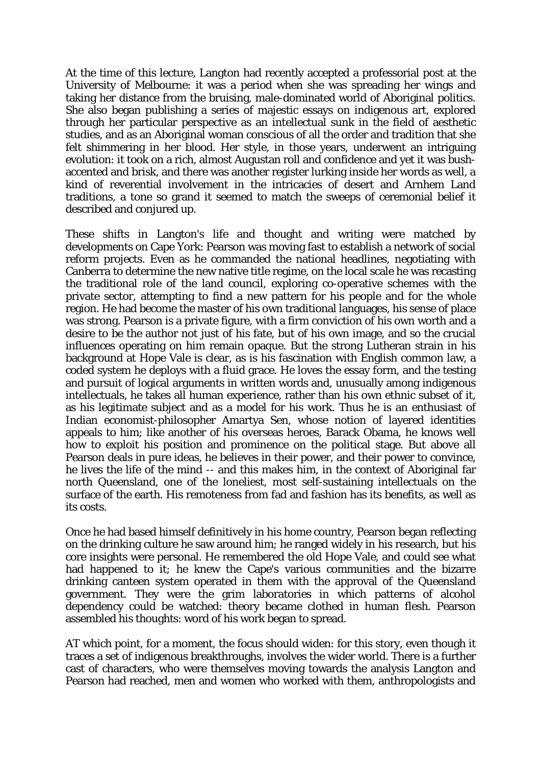At the time of this lecture, Langton had recently accepted a professorial post at the University of Melbourne: it was a period when she was spreading her wings and taking her distance from the bruising, male-dominated world of Aboriginal politics. She also began publishing a series of majestic essays on indigenous art, explored through her particular perspective as an intellectual sunk in the field of aesthetic studies, and as an Aboriginal woman conscious of all the order and tradition that she felt shimmering in her blood. Her style, in those years, underwent an intriguing evolution: it took on a rich, almost Augustan roll and confidence and yet it was bush-accented and brisk, and there was another register lurking inside her words as well, a kind of reverential involvement in the intricacies of desert and Arnhem Land traditions, a tone so grand it seemed to match the sweeps of ceremonial belief it described and conjured up.

These shifts in Langton's life and thought and writing were matched by developments on Cape York: Pearson was moving fast to establish a network of social reform projects. Even as he commanded the national headlines, negotiating with Canberra to determine the new native title regime, on the local scale he was recasting the traditional role of the land council, exploring co-operative schemes with the private sector, attempting to find a new pattern for his people and for the whole region. He had become the master of his own traditional languages, his sense of place was strong. Pearson is a private figure, with a firm conviction of his own worth and a desire to be the author not just of his fate, but of his own image, and so the crucial influences operating on him remain opaque. But the strong Lutheran strain in his background at Hope Vale is clear, as is his fascination with English common law, a coded system he deploys with a fluid grace. He loves the essay form, and the testing and pursuit of logical arguments in written words and, unusually among indigenous intellectuals, he takes all human experience, rather than his own ethnic subset of it, as his legitimate subject and as a model for his work. Thus he is an enthusiast of Indian economist-philosopher Amartya Sen, whose notion of layered identities appeals to him; like another of his overseas heroes, Barack Obama, he knows well how to exploit his position and prominence on the political stage. But above all Pearson deals in pure ideas, he believes in their power, and their power to convince, he lives the life of the mind -- and this makes him, in the context of Aboriginal far north Queensland, one of the loneliest, most self-sustaining intellectuals on the surface of the earth. His remoteness from fad and fashion has its benefits, as well as its costs.

Once he had based himself definitively in his home country, Pearson began reflecting on the drinking culture he saw around him; he ranged widely in his research, but his core insights were personal. He remembered the old Hope Vale, and could see what had happened to it; he knew the Cape's various communities and the bizarre drinking canteen system operated in them with the approval of the Queensland government. They were the grim laboratories in which patterns of alcohol dependency could be watched: theory became clothed in human flesh. Pearson assembled his thoughts: word of his work began to spread.

AT which point, for a moment, the focus should widen: for this story, even though it traces a set of indigenous breakthroughs, involves the wider world. There is a further cast of characters, who were themselves moving towards the analysis Langton and Pearson had reached, men and women who worked with them, anthropologists and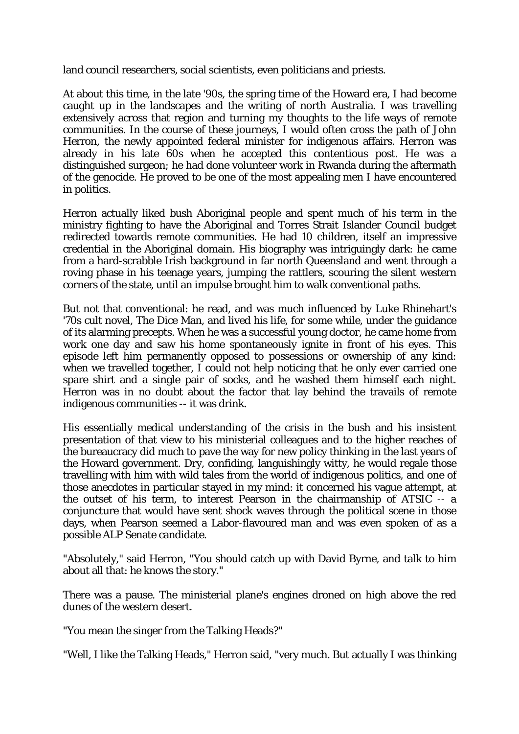land council researchers, social scientists, even politicians and priests.

At about this time, in the late '90s, the spring time of the Howard era, I had become caught up in the landscapes and the writing of north Australia. I was travelling extensively across that region and turning my thoughts to the life ways of remote communities. In the course of these journeys, I would often cross the path of John Herron, the newly appointed federal minister for indigenous affairs. Herron was already in his late 60s when he accepted this contentious post. He was a distinguished surgeon; he had done volunteer work in Rwanda during the aftermath of the genocide. He proved to be one of the most appealing men I have encountered in politics.

Herron actually liked bush Aboriginal people and spent much of his term in the ministry fighting to have the Aboriginal and Torres Strait Islander Council budget redirected towards remote communities. He had 10 children, itself an impressive credential in the Aboriginal domain. His biography was intriguingly dark: he came from a hard-scrabble Irish background in far north Queensland and went through a roving phase in his teenage years, jumping the rattlers, scouring the silent western corners of the state, until an impulse brought him to walk conventional paths.

But not that conventional: he read, and was much influenced by Luke Rhinehart's '70s cult novel, The Dice Man, and lived his life, for some while, under the guidance of its alarming precepts. When he was a successful young doctor, he came home from work one day and saw his home spontaneously ignite in front of his eyes. This episode left him permanently opposed to possessions or ownership of any kind: when we travelled together, I could not help noticing that he only ever carried one spare shirt and a single pair of socks, and he washed them himself each night. Herron was in no doubt about the factor that lay behind the travails of remote indigenous communities -- it was drink.

His essentially medical understanding of the crisis in the bush and his insistent presentation of that view to his ministerial colleagues and to the higher reaches of the bureaucracy did much to pave the way for new policy thinking in the last years of the Howard government. Dry, confiding, languishingly witty, he would regale those travelling with him with wild tales from the world of indigenous politics, and one of those anecdotes in particular stayed in my mind: it concerned his vague attempt, at the outset of his term, to interest Pearson in the chairmanship of ATSIC -- a conjuncture that would have sent shock waves through the political scene in those days, when Pearson seemed a Labor-flavoured man and was even spoken of as a possible ALP Senate candidate.

"Absolutely," said Herron, "You should catch up with David Byrne, and talk to him about all that: he knows the story."

There was a pause. The ministerial plane's engines droned on high above the red dunes of the western desert.

"You mean the singer from the Talking Heads?"

"Well, I like the Talking Heads," Herron said, "very much. But actually I was thinking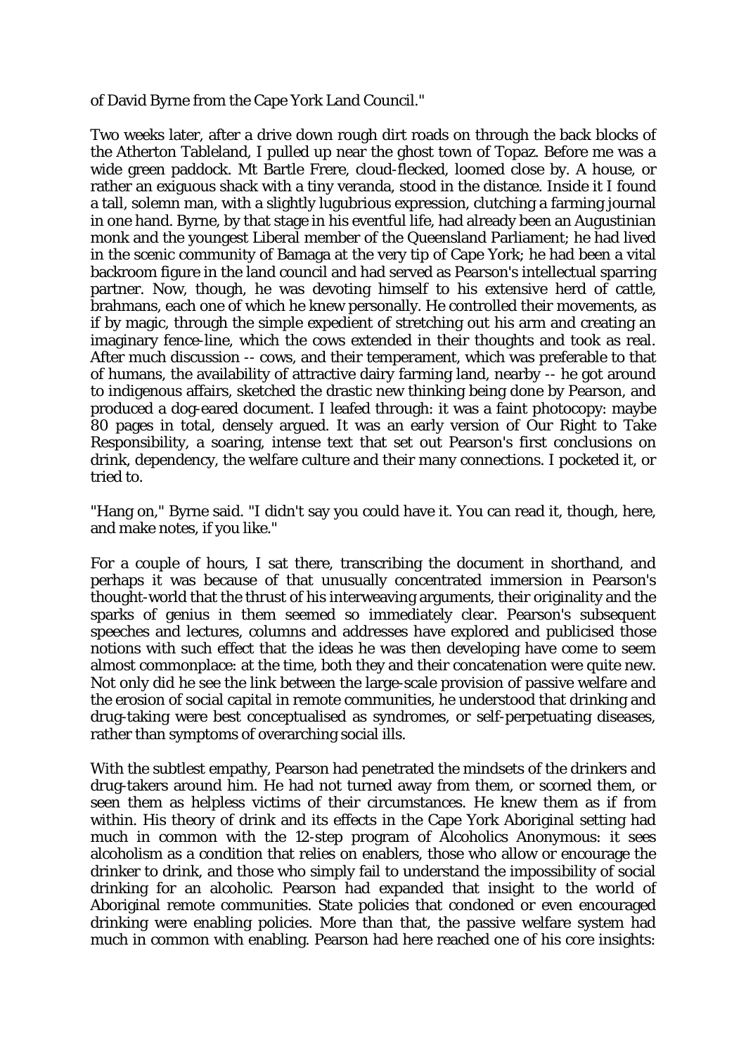of David Byrne from the Cape York Land Council."

Two weeks later, after a drive down rough dirt roads on through the back blocks of the Atherton Tableland, I pulled up near the ghost town of Topaz. Before me was a wide green paddock. Mt Bartle Frere, cloud-flecked, loomed close by. A house, or rather an exiguous shack with a tiny veranda, stood in the distance. Inside it I found a tall, solemn man, with a slightly lugubrious expression, clutching a farming journal in one hand. Byrne, by that stage in his eventful life, had already been an Augustinian monk and the youngest Liberal member of the Queensland Parliament; he had lived in the scenic community of Bamaga at the very tip of Cape York; he had been a vital backroom figure in the land council and had served as Pearson's intellectual sparring partner. Now, though, he was devoting himself to his extensive herd of cattle, brahmans, each one of which he knew personally. He controlled their movements, as if by magic, through the simple expedient of stretching out his arm and creating an imaginary fence-line, which the cows extended in their thoughts and took as real. After much discussion -- cows, and their temperament, which was preferable to that of humans, the availability of attractive dairy farming land, nearby -- he got around to indigenous affairs, sketched the drastic new thinking being done by Pearson, and produced a dog-eared document. I leafed through: it was a faint photocopy: maybe 80 pages in total, densely argued. It was an early version of Our Right to Take Responsibility, a soaring, intense text that set out Pearson's first conclusions on drink, dependency, the welfare culture and their many connections. I pocketed it, or tried to.

"Hang on," Byrne said. "I didn't say you could have it. You can read it, though, here, and make notes, if you like."

For a couple of hours, I sat there, transcribing the document in shorthand, and perhaps it was because of that unusually concentrated immersion in Pearson's thought-world that the thrust of his interweaving arguments, their originality and the sparks of genius in them seemed so immediately clear. Pearson's subsequent speeches and lectures, columns and addresses have explored and publicised those notions with such effect that the ideas he was then developing have come to seem almost commonplace: at the time, both they and their concatenation were quite new. Not only did he see the link between the large-scale provision of passive welfare and the erosion of social capital in remote communities, he understood that drinking and drug-taking were best conceptualised as syndromes, or self-perpetuating diseases, rather than symptoms of overarching social ills.

With the subtlest empathy, Pearson had penetrated the mindsets of the drinkers and drug-takers around him. He had not turned away from them, or scorned them, or seen them as helpless victims of their circumstances. He knew them as if from within. His theory of drink and its effects in the Cape York Aboriginal setting had much in common with the 12-step program of Alcoholics Anonymous: it sees alcoholism as a condition that relies on enablers, those who allow or encourage the drinker to drink, and those who simply fail to understand the impossibility of social drinking for an alcoholic. Pearson had expanded that insight to the world of Aboriginal remote communities. State policies that condoned or even encouraged drinking were enabling policies. More than that, the passive welfare system had much in common with enabling. Pearson had here reached one of his core insights: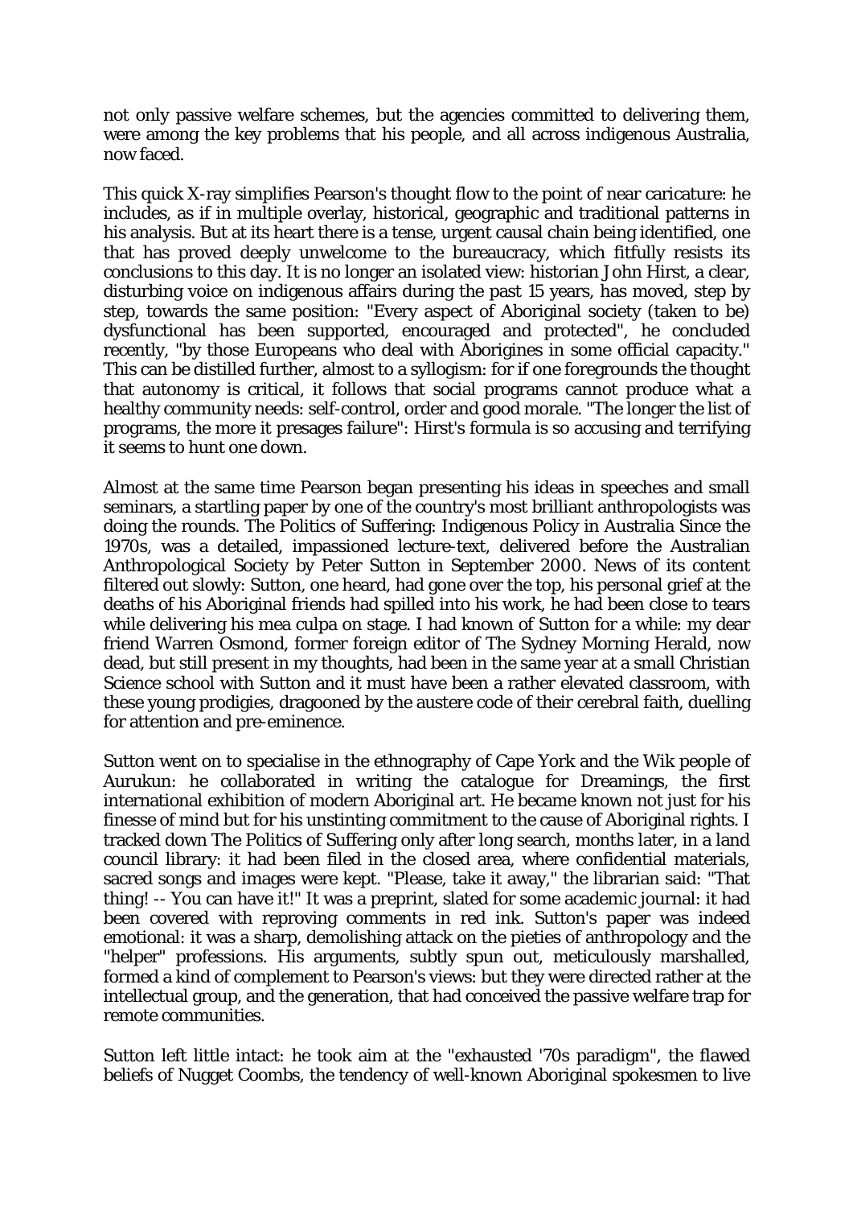not only passive welfare schemes, but the agencies committed to delivering them, were among the key problems that his people, and all across indigenous Australia, now faced.

This quick X-ray simplifies Pearson's thought flow to the point of near caricature: he includes, as if in multiple overlay, historical, geographic and traditional patterns in his analysis. But at its heart there is a tense, urgent causal chain being identified, one that has proved deeply unwelcome to the bureaucracy, which fitfully resists its conclusions to this day. It is no longer an isolated view: historian John Hirst, a clear, disturbing voice on indigenous affairs during the past 15 years, has moved, step by step, towards the same position: "Every aspect of Aboriginal society (taken to be) dysfunctional has been supported, encouraged and protected", he concluded recently, "by those Europeans who deal with Aborigines in some official capacity." This can be distilled further, almost to a syllogism: for if one foregrounds the thought that autonomy is critical, it follows that social programs cannot produce what a healthy community needs: self-control, order and good morale. "The longer the list of programs, the more it presages failure": Hirst's formula is so accusing and terrifying it seems to hunt one down.

Almost at the same time Pearson began presenting his ideas in speeches and small seminars, a startling paper by one of the country's most brilliant anthropologists was doing the rounds. The Politics of Suffering: Indigenous Policy in Australia Since the 1970s, was a detailed, impassioned lecture-text, delivered before the Australian Anthropological Society by Peter Sutton in September 2000. News of its content filtered out slowly: Sutton, one heard, had gone over the top, his personal grief at the deaths of his Aboriginal friends had spilled into his work, he had been close to tears while delivering his mea culpa on stage. I had known of Sutton for a while: my dear friend Warren Osmond, former foreign editor of The Sydney Morning Herald, now dead, but still present in my thoughts, had been in the same year at a small Christian Science school with Sutton and it must have been a rather elevated classroom, with these young prodigies, dragooned by the austere code of their cerebral faith, duelling for attention and pre-eminence.

Sutton went on to specialise in the ethnography of Cape York and the Wik people of Aurukun: he collaborated in writing the catalogue for Dreamings, the first international exhibition of modern Aboriginal art. He became known not just for his finesse of mind but for his unstinting commitment to the cause of Aboriginal rights. I tracked down The Politics of Suffering only after long search, months later, in a land council library: it had been filed in the closed area, where confidential materials, sacred songs and images were kept. "Please, take it away," the librarian said: "That thing! -- You can have it!" It was a preprint, slated for some academic journal: it had been covered with reproving comments in red ink. Sutton's paper was indeed emotional: it was a sharp, demolishing attack on the pieties of anthropology and the "helper" professions. His arguments, subtly spun out, meticulously marshalled, formed a kind of complement to Pearson's views: but they were directed rather at the intellectual group, and the generation, that had conceived the passive welfare trap for remote communities.

Sutton left little intact: he took aim at the "exhausted '70s paradigm", the flawed beliefs of Nugget Coombs, the tendency of well-known Aboriginal spokesmen to live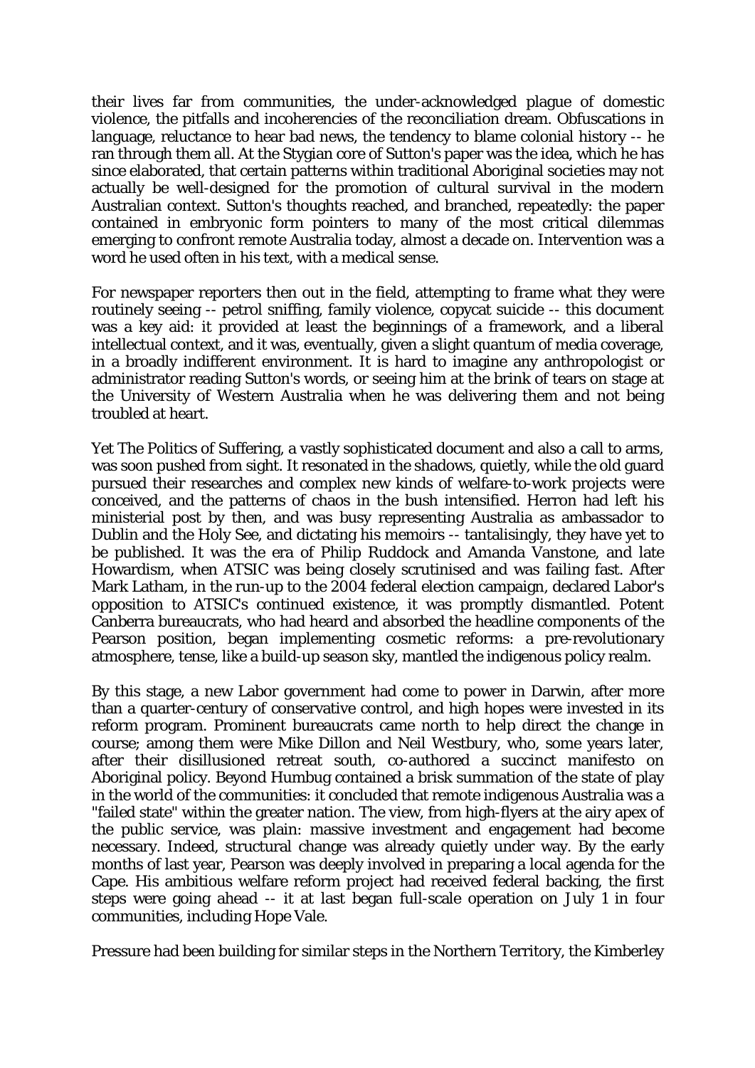their lives far from communities, the under-acknowledged plague of domestic violence, the pitfalls and incoherencies of the reconciliation dream. Obfuscations in language, reluctance to hear bad news, the tendency to blame colonial history -- he ran through them all. At the Stygian core of Sutton's paper was the idea, which he has since elaborated, that certain patterns within traditional Aboriginal societies may not actually be well-designed for the promotion of cultural survival in the modern Australian context. Sutton's thoughts reached, and branched, repeatedly: the paper contained in embryonic form pointers to many of the most critical dilemmas emerging to confront remote Australia today, almost a decade on. Intervention was a word he used often in his text, with a medical sense.

For newspaper reporters then out in the field, attempting to frame what they were routinely seeing -- petrol sniffing, family violence, copycat suicide -- this document was a key aid: it provided at least the beginnings of a framework, and a liberal intellectual context, and it was, eventually, given a slight quantum of media coverage, in a broadly indifferent environment. It is hard to imagine any anthropologist or administrator reading Sutton's words, or seeing him at the brink of tears on stage at the University of Western Australia when he was delivering them and not being troubled at heart.

Yet The Politics of Suffering, a vastly sophisticated document and also a call to arms, was soon pushed from sight. It resonated in the shadows, quietly, while the old guard pursued their researches and complex new kinds of welfare-to-work projects were conceived, and the patterns of chaos in the bush intensified. Herron had left his ministerial post by then, and was busy representing Australia as ambassador to Dublin and the Holy See, and dictating his memoirs -- tantalisingly, they have yet to be published. It was the era of Philip Ruddock and Amanda Vanstone, and late Howardism, when ATSIC was being closely scrutinised and was failing fast. After Mark Latham, in the run-up to the 2004 federal election campaign, declared Labor's opposition to ATSIC's continued existence, it was promptly dismantled. Potent Canberra bureaucrats, who had heard and absorbed the headline components of the Pearson position, began implementing cosmetic reforms: a pre-revolutionary atmosphere, tense, like a build-up season sky, mantled the indigenous policy realm.

By this stage, a new Labor government had come to power in Darwin, after more than a quarter-century of conservative control, and high hopes were invested in its reform program. Prominent bureaucrats came north to help direct the change in course; among them were Mike Dillon and Neil Westbury, who, some years later, after their disillusioned retreat south, co-authored a succinct manifesto on Aboriginal policy. Beyond Humbug contained a brisk summation of the state of play in the world of the communities: it concluded that remote indigenous Australia was a "failed state" within the greater nation. The view, from high-flyers at the airy apex of the public service, was plain: massive investment and engagement had become necessary. Indeed, structural change was already quietly under way. By the early months of last year, Pearson was deeply involved in preparing a local agenda for the Cape. His ambitious welfare reform project had received federal backing, the first steps were going ahead -- it at last began full-scale operation on July 1 in four communities, including Hope Vale.

Pressure had been building for similar steps in the Northern Territory, the Kimberley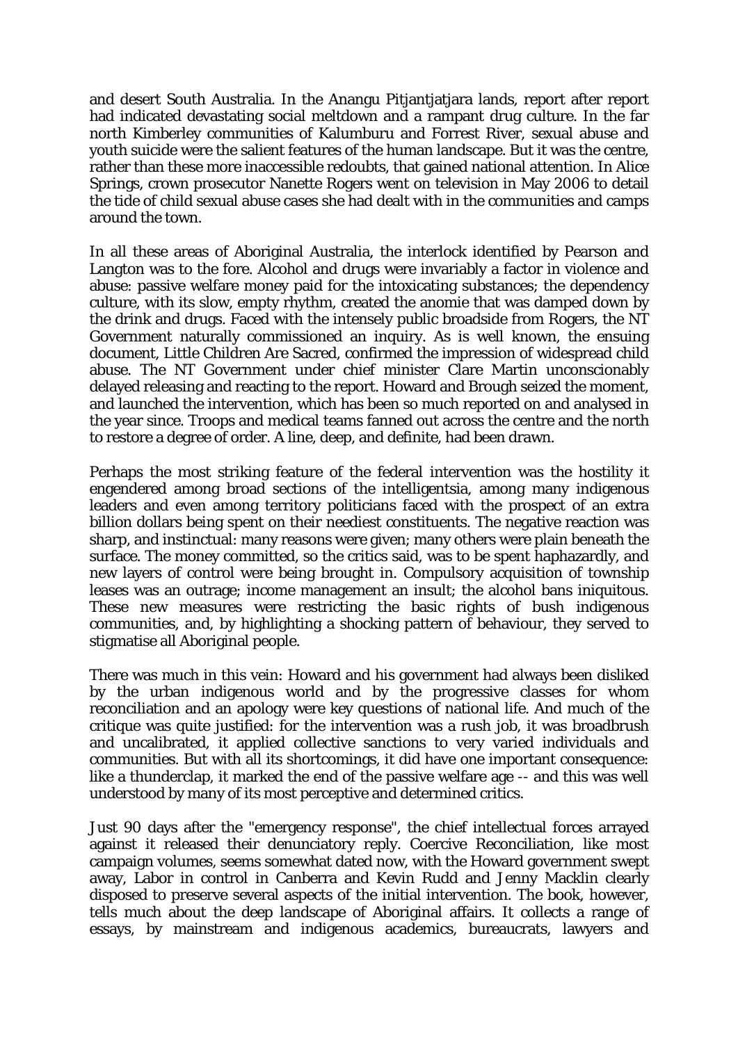and desert South Australia. In the Anangu Pitjantjatjara lands, report after report had indicated devastating social meltdown and a rampant drug culture. In the far north Kimberley communities of Kalumburu and Forrest River, sexual abuse and youth suicide were the salient features of the human landscape. But it was the centre, rather than these more inaccessible redoubts, that gained national attention. In Alice Springs, crown prosecutor Nanette Rogers went on television in May 2006 to detail the tide of child sexual abuse cases she had dealt with in the communities and camps around the town.

In all these areas of Aboriginal Australia, the interlock identified by Pearson and Langton was to the fore. Alcohol and drugs were invariably a factor in violence and abuse: passive welfare money paid for the intoxicating substances; the dependency culture, with its slow, empty rhythm, created the anomie that was damped down by the drink and drugs. Faced with the intensely public broadside from Rogers, the NT Government naturally commissioned an inquiry. As is well known, the ensuing document, Little Children Are Sacred, confirmed the impression of widespread child abuse. The NT Government under chief minister Clare Martin unconscionably delayed releasing and reacting to the report. Howard and Brough seized the moment, and launched the intervention, which has been so much reported on and analysed in the year since. Troops and medical teams fanned out across the centre and the north to restore a degree of order. A line, deep, and definite, had been drawn.

Perhaps the most striking feature of the federal intervention was the hostility it engendered among broad sections of the intelligentsia, among many indigenous leaders and even among territory politicians faced with the prospect of an extra billion dollars being spent on their neediest constituents. The negative reaction was sharp, and instinctual: many reasons were given; many others were plain beneath the surface. The money committed, so the critics said, was to be spent haphazardly, and new layers of control were being brought in. Compulsory acquisition of township leases was an outrage; income management an insult; the alcohol bans iniquitous. These new measures were restricting the basic rights of bush indigenous communities, and, by highlighting a shocking pattern of behaviour, they served to stigmatise all Aboriginal people.

There was much in this vein: Howard and his government had always been disliked by the urban indigenous world and by the progressive classes for whom reconciliation and an apology were key questions of national life. And much of the critique was quite justified: for the intervention was a rush job, it was broadbrush and uncalibrated, it applied collective sanctions to very varied individuals and communities. But with all its shortcomings, it did have one important consequence: like a thunderclap, it marked the end of the passive welfare age -- and this was well understood by many of its most perceptive and determined critics.

Just 90 days after the "emergency response", the chief intellectual forces arrayed against it released their denunciatory reply. Coercive Reconciliation, like most campaign volumes, seems somewhat dated now, with the Howard government swept away, Labor in control in Canberra and Kevin Rudd and Jenny Macklin clearly disposed to preserve several aspects of the initial intervention. The book, however, tells much about the deep landscape of Aboriginal affairs. It collects a range of essays, by mainstream and indigenous academics, bureaucrats, lawyers and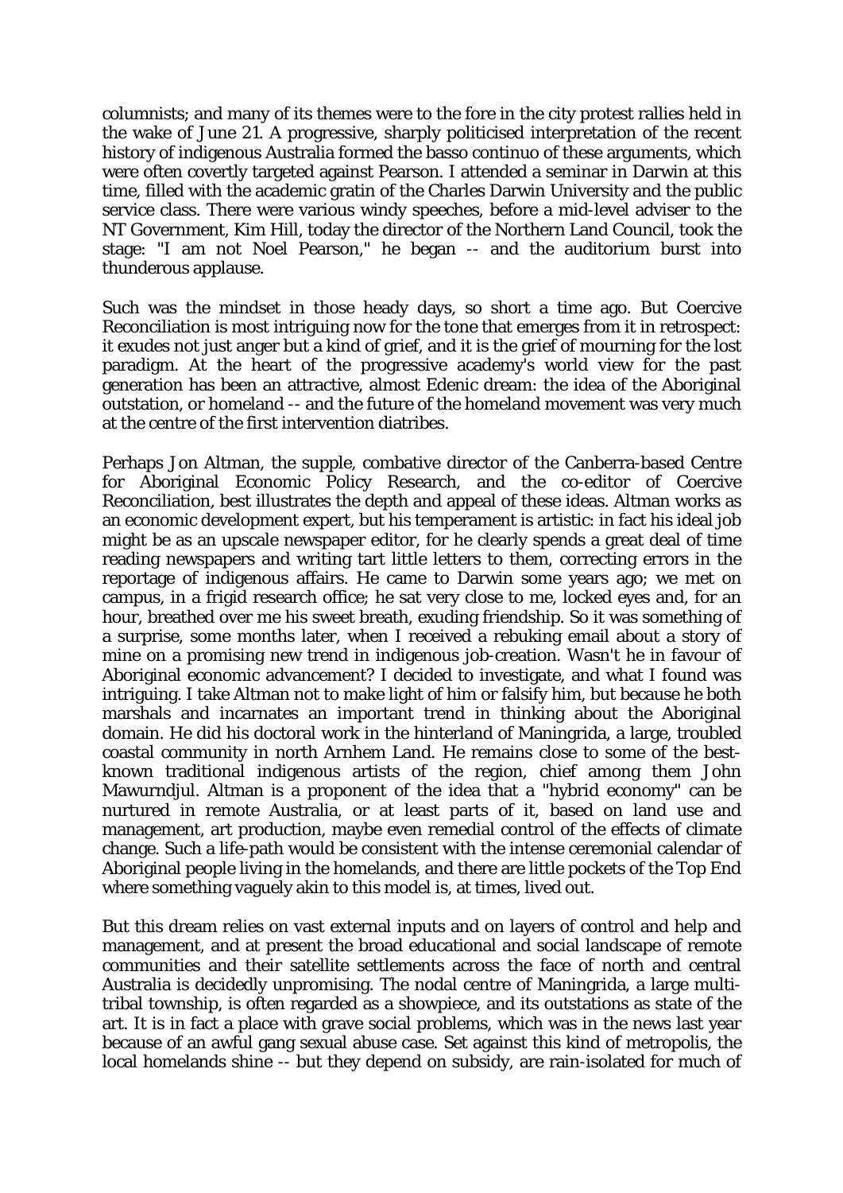columnists; and many of its themes were to the fore in the city protest rallies held in the wake of June 21. A progressive, sharply politicised interpretation of the recent history of indigenous Australia formed the basso continuo of these arguments, which were often covertly targeted against Pearson. I attended a seminar in Darwin at this time, filled with the academic gratin of the Charles Darwin University and the public service class. There were various windy speeches, before a mid-level adviser to the NT Government, Kim Hill, today the director of the Northern Land Council, took the stage: "I am not Noel Pearson," he began -- and the auditorium burst into thunderous applause.

Such was the mindset in those heady days, so short a time ago. But Coercive Reconciliation is most intriguing now for the tone that emerges from it in retrospect: it exudes not just anger but a kind of grief, and it is the grief of mourning for the lost paradigm. At the heart of the progressive academy's world view for the past generation has been an attractive, almost Edenic dream: the idea of the Aboriginal outstation, or homeland -- and the future of the homeland movement was very much at the centre of the first intervention diatribes.

Perhaps Jon Altman, the supple, combative director of the Canberra-based Centre for Aboriginal Economic Policy Research, and the co-editor of Coercive Reconciliation, best illustrates the depth and appeal of these ideas. Altman works as an economic development expert, but his temperament is artistic: in fact his ideal job might be as an upscale newspaper editor, for he clearly spends a great deal of time reading newspapers and writing tart little letters to them, correcting errors in the reportage of indigenous affairs. He came to Darwin some years ago; we met on campus, in a frigid research office; he sat very close to me, locked eyes and, for an hour, breathed over me his sweet breath, exuding friendship. So it was something of a surprise, some months later, when I received a rebuking email about a story of mine on a promising new trend in indigenous job-creation. Wasn't he in favour of Aboriginal economic advancement? I decided to investigate, and what I found was intriguing. I take Altman not to make light of him or falsify him, but because he both marshals and incarnates an important trend in thinking about the Aboriginal domain. He did his doctoral work in the hinterland of Maningrida, a large, troubled coastal community in north Arnhem Land. He remains close to some of the best-known traditional indigenous artists of the region, chief among them John Mawurndjul. Altman is a proponent of the idea that a "hybrid economy" can be nurtured in remote Australia, or at least parts of it, based on land use and management, art production, maybe even remedial control of the effects of climate change. Such a life-path would be consistent with the intense ceremonial calendar of Aboriginal people living in the homelands, and there are little pockets of the Top End where something vaguely akin to this model is, at times, lived out.

But this dream relies on vast external inputs and on layers of control and help and management, and at present the broad educational and social landscape of remote communities and their satellite settlements across the face of north and central Australia is decidedly unpromising. The nodal centre of Maningrida, a large multi-tribal township, is often regarded as a showpiece, and its outstations as state of the art. It is in fact a place with grave social problems, which was in the news last year because of an awful gang sexual abuse case. Set against this kind of metropolis, the local homelands shine -- but they depend on subsidy, are rain-isolated for much of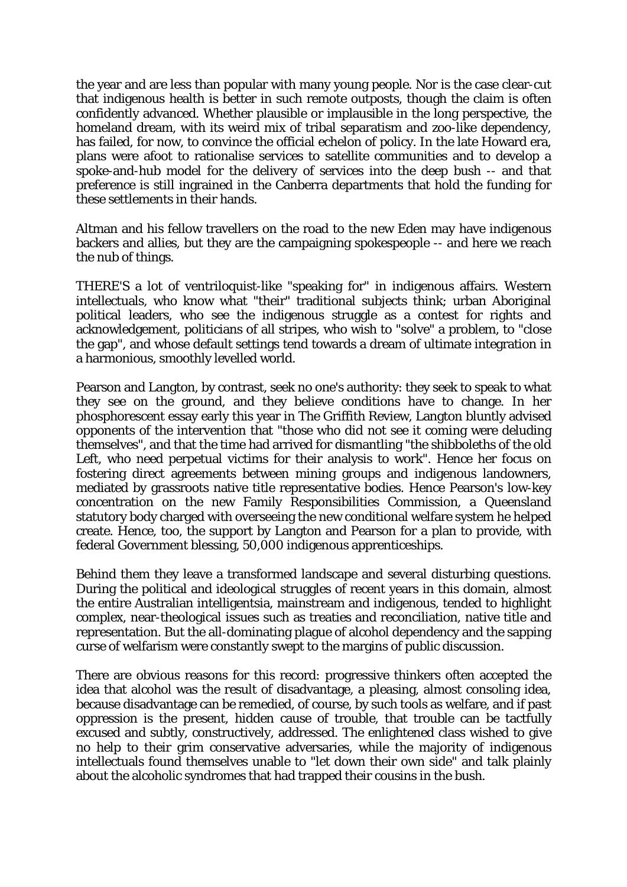the year and are less than popular with many young people. Nor is the case clear-cut that indigenous health is better in such remote outposts, though the claim is often confidently advanced. Whether plausible or implausible in the long perspective, the homeland dream, with its weird mix of tribal separatism and zoo-like dependency, has failed, for now, to convince the official echelon of policy. In the late Howard era, plans were afoot to rationalise services to satellite communities and to develop a spoke-and-hub model for the delivery of services into the deep bush -- and that preference is still ingrained in the Canberra departments that hold the funding for these settlements in their hands.

Altman and his fellow travellers on the road to the new Eden may have indigenous backers and allies, but they are the campaigning spokespeople -- and here we reach the nub of things.

THERE'S a lot of ventriloquist-like "speaking for" in indigenous affairs. Western intellectuals, who know what "their" traditional subjects think; urban Aboriginal political leaders, who see the indigenous struggle as a contest for rights and acknowledgement, politicians of all stripes, who wish to "solve" a problem, to "close the gap", and whose default settings tend towards a dream of ultimate integration in a harmonious, smoothly levelled world.

Pearson and Langton, by contrast, seek no one's authority: they seek to speak to what they see on the ground, and they believe conditions have to change. In her phosphorescent essay early this year in The Griffith Review, Langton bluntly advised opponents of the intervention that "those who did not see it coming were deluding themselves", and that the time had arrived for dismantling "the shibboleths of the old Left, who need perpetual victims for their analysis to work". Hence her focus on fostering direct agreements between mining groups and indigenous landowners, mediated by grassroots native title representative bodies. Hence Pearson's low-key concentration on the new Family Responsibilities Commission, a Queensland statutory body charged with overseeing the new conditional welfare system he helped create. Hence, too, the support by Langton and Pearson for a plan to provide, with federal Government blessing, 50,000 indigenous apprenticeships.

Behind them they leave a transformed landscape and several disturbing questions. During the political and ideological struggles of recent years in this domain, almost the entire Australian intelligentsia, mainstream and indigenous, tended to highlight complex, near-theological issues such as treaties and reconciliation, native title and representation. But the all-dominating plague of alcohol dependency and the sapping curse of welfarism were constantly swept to the margins of public discussion.

There are obvious reasons for this record: progressive thinkers often accepted the idea that alcohol was the result of disadvantage, a pleasing, almost consoling idea, because disadvantage can be remedied, of course, by such tools as welfare, and if past oppression is the present, hidden cause of trouble, that trouble can be tactfully excused and subtly, constructively, addressed. The enlightened class wished to give no help to their grim conservative adversaries, while the majority of indigenous intellectuals found themselves unable to "let down their own side" and talk plainly about the alcoholic syndromes that had trapped their cousins in the bush.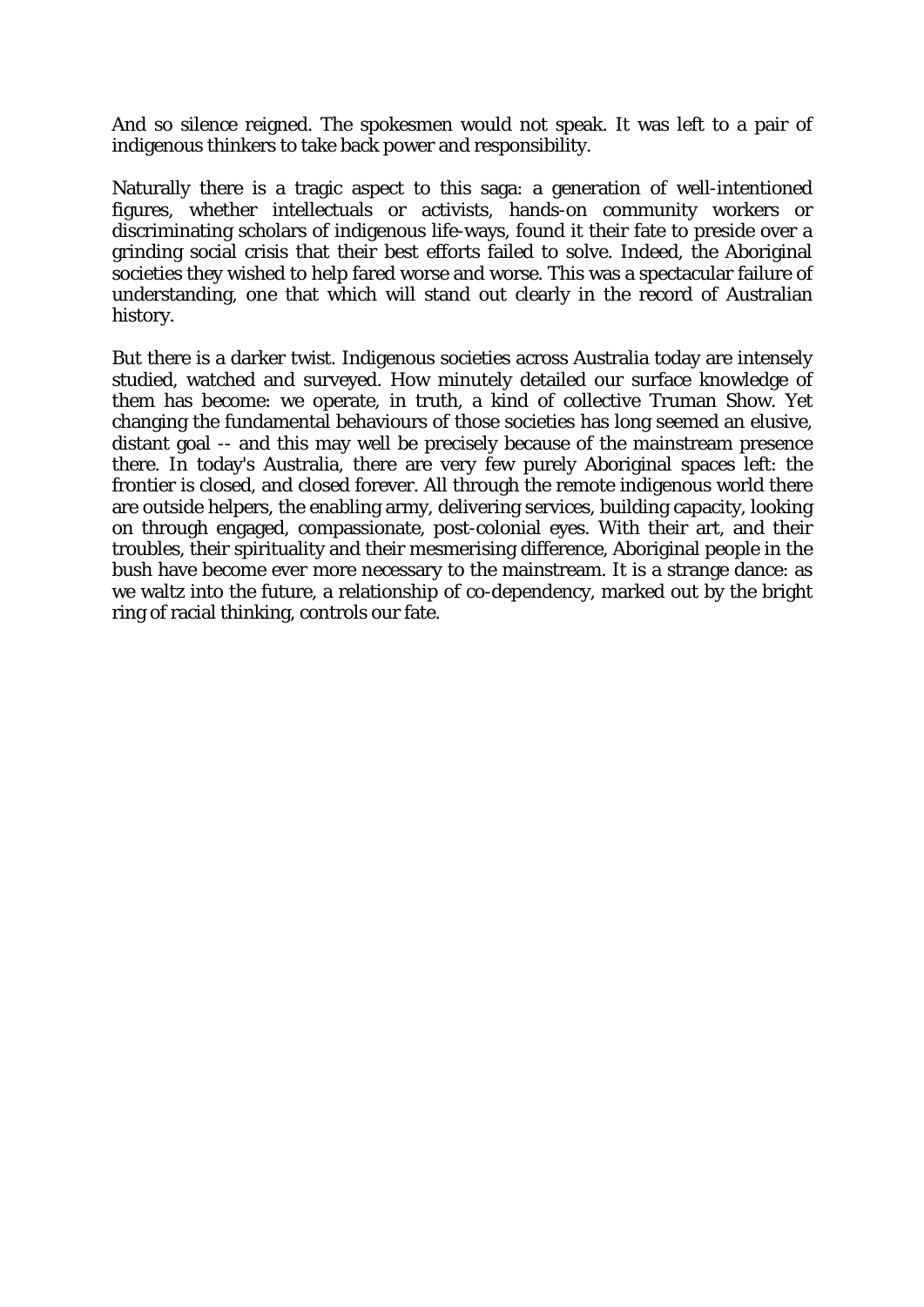And so silence reigned. The spokesmen would not speak. It was left to a pair of indigenous thinkers to take back power and responsibility.

Naturally there is a tragic aspect to this saga: a generation of well-intentioned figures, whether intellectuals or activists, hands-on community workers or discriminating scholars of indigenous life-ways, found it their fate to preside over a grinding social crisis that their best efforts failed to solve. Indeed, the Aboriginal societies they wished to help fared worse and worse. This was a spectacular failure of understanding, one that which will stand out clearly in the record of Australian history.

But there is a darker twist. Indigenous societies across Australia today are intensely studied, watched and surveyed. How minutely detailed our surface knowledge of them has become: we operate, in truth, a kind of collective Truman Show. Yet changing the fundamental behaviours of those societies has long seemed an elusive, distant goal -- and this may well be precisely because of the mainstream presence there. In today's Australia, there are very few purely Aboriginal spaces left: the frontier is closed, and closed forever. All through the remote indigenous world there are outside helpers, the enabling army, delivering services, building capacity, looking on through engaged, compassionate, post-colonial eyes. With their art, and their troubles, their spirituality and their mesmerising difference, Aboriginal people in the bush have become ever more necessary to the mainstream. It is a strange dance: as we waltz into the future, a relationship of co-dependency, marked out by the bright ring of racial thinking, controls our fate.